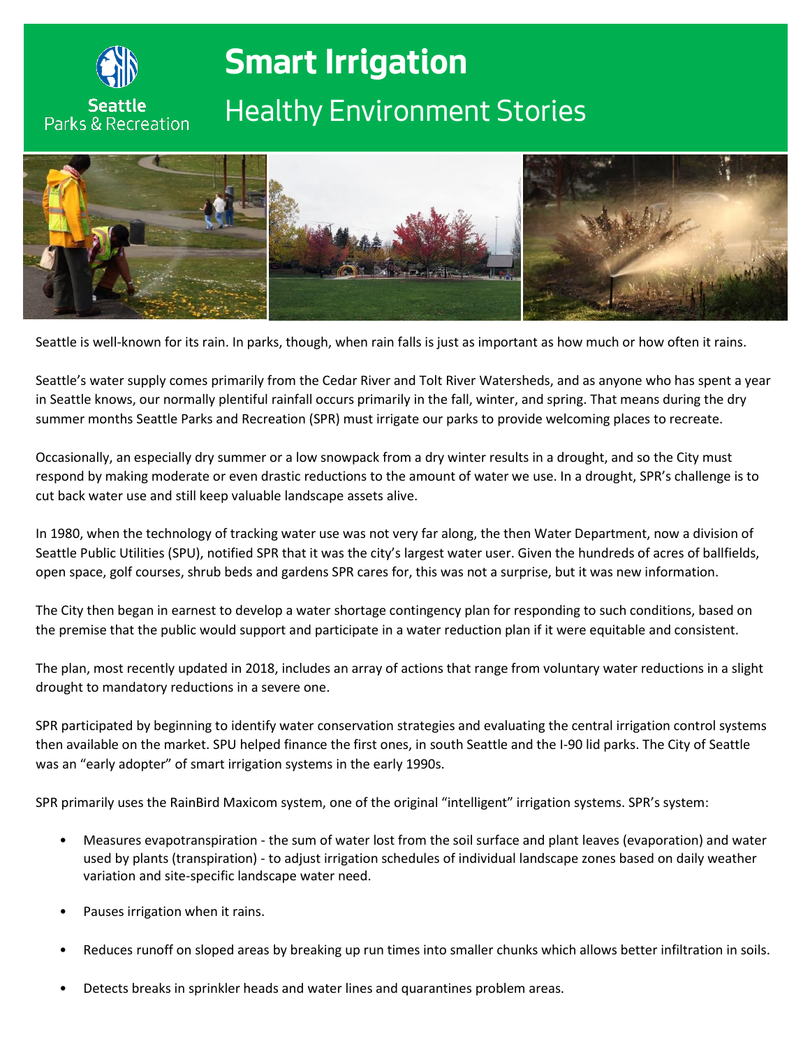Seattle Parks & Recreation

# Smart Irrigation

## Healthy Environment Stories

Seattle is well-known for its rain. In parks, though, when rain falls is just as important as how much or how often it rains.

Seattle's water supply comes primarily from the Cedar River and Tolt River Watersheds, and as anyone who has spent a year in Seattle knows, our normally plentiful rainfall occurs primarily in the fall, winter, and spring. That means during the dry summer months Seattle Parks and Recreation (SPR) must irrigate our parks to provide welcoming places to recreate.

Occasionally, an especially dry summer or a low snowpack from a dry winter results in a drought, and so the City must respond by making moderate or even drastic reductions to the amount of water we use. In a drought, SPR's challenge is to cut back water use and still keep valuable landscape assets alive.

In 1980, when the technology of tracking water use was not very far along, the then Water Department, now a division of Seattle Public Utilities (SPU), notified SPR that it was the city's largest water user. Given the hundreds of acres of ballfields, open space, golf courses, shrub beds and gardens SPR cares for, this was not a surprise, but it was new information.

The City then began in earnest to develop a water shortage contingency plan for responding to such conditions, based on the premise that the public would support and participate in a water reduction plan if it were equitable and consistent.

The plan, most recently updated in 2018, includes an array of actions that range from voluntary water reductions in a slight drought to mandatory reductions in a severe one.

SPR participated by beginning to identify water conservation strategies and evaluating the central irrigation control systems then available on the market. SPU helped finance the first ones, in south Seattle and the I-90 lid parks. The City of Seattle was an "early adopter" of smart irrigation systems in the early 1990s.

SPR primarily uses the RainBird Maxicom system, one of the original "intelligent" irrigation systems. SPR's system:

- Measures evapotranspiration - the sum of water lost from the soil surface and plant leaves (evaporation) and water used by plants (transpiration) - to adjust irrigation schedules of individual landscape zones based on daily weather variation and site-specific landscape water need.
- Pauses irrigation when it rains.
- Reduces runoff on sloped areas by breaking up run times into smaller chunks which allows better infiltration in soils.
- Detects breaks in sprinkler heads and water lines and quarantines problem areas.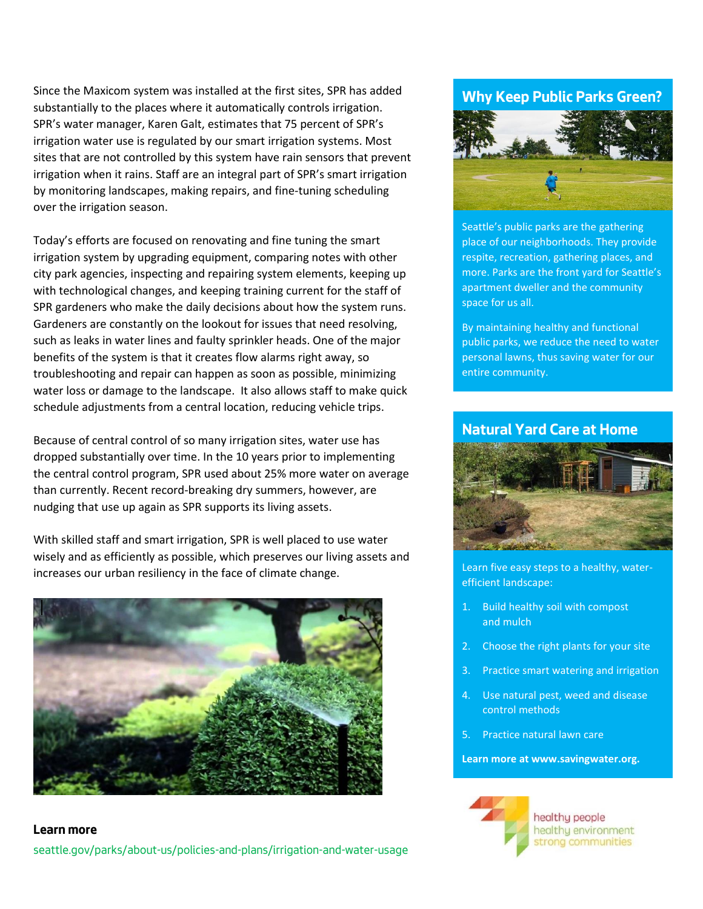Since the Maxicom system was installed at the first sites, SPR has added substantially to the places where it automatically controls irrigation. SPR's water manager, Karen Galt, estimates that 75 percent of SPR's irrigation water use is regulated by our smart irrigation systems. Most sites that are not controlled by this system have rain sensors that prevent irrigation when it rains. Staff are an integral part of SPR's smart irrigation by monitoring landscapes, making repairs, and fine-tuning scheduling over the irrigation season.

Today's efforts are focused on renovating and fine tuning the smart irrigation system by upgrading equipment, comparing notes with other city park agencies, inspecting and repairing system elements, keeping up with technological changes, and keeping training current for the staff of SPR gardeners who make the daily decisions about how the system runs. Gardeners are constantly on the lookout for issues that need resolving, such as leaks in water lines and faulty sprinkler heads. One of the major benefits of the system is that it creates flow alarms right away, so troubleshooting and repair can happen as soon as possible, minimizing water loss or damage to the landscape. It also allows staff to make quick schedule adjustments from a central location, reducing vehicle trips.

Because of central control of so many irrigation sites, water use has dropped substantially over time. In the 10 years prior to implementing the central control program, SPR used about 25% more water on average than currently. Recent record-breaking dry summers, however, are nudging that use up again as SPR supports its living assets.

With skilled staff and smart irrigation, SPR is well placed to use water wisely and as efficiently as possible, which preserves our living assets and increases our urban resilience in the face of climate change.

**Learn more**

seattle.gov/parks/about-us/policies-and-plans/irrigation-and-water-usage

## Why Keep Public Parks Green?

Seattle's public parks are the gathering place of our neighborhoods. They provide respite, recreation, gathering places, and more. Parks are the front yard for Seattle's apartment dweller and the community space for us all.

By maintaining healthy and functional public parks, we reduce the need to water personal lawns, thus saving water for our entire community.

## Natural Yard Care at Home

Learn five easy steps to a healthy, water-efficient landscape:

1. Build healthy soil with compost and mulch
2. Choose the right plants for your site
3. Practice smart watering and irrigation
4. Use natural pest, weed and disease control methods
5. Practice natural lawn care

**Learn more at www.savingwater.org.**

healthy people
healthy environment
strong communities